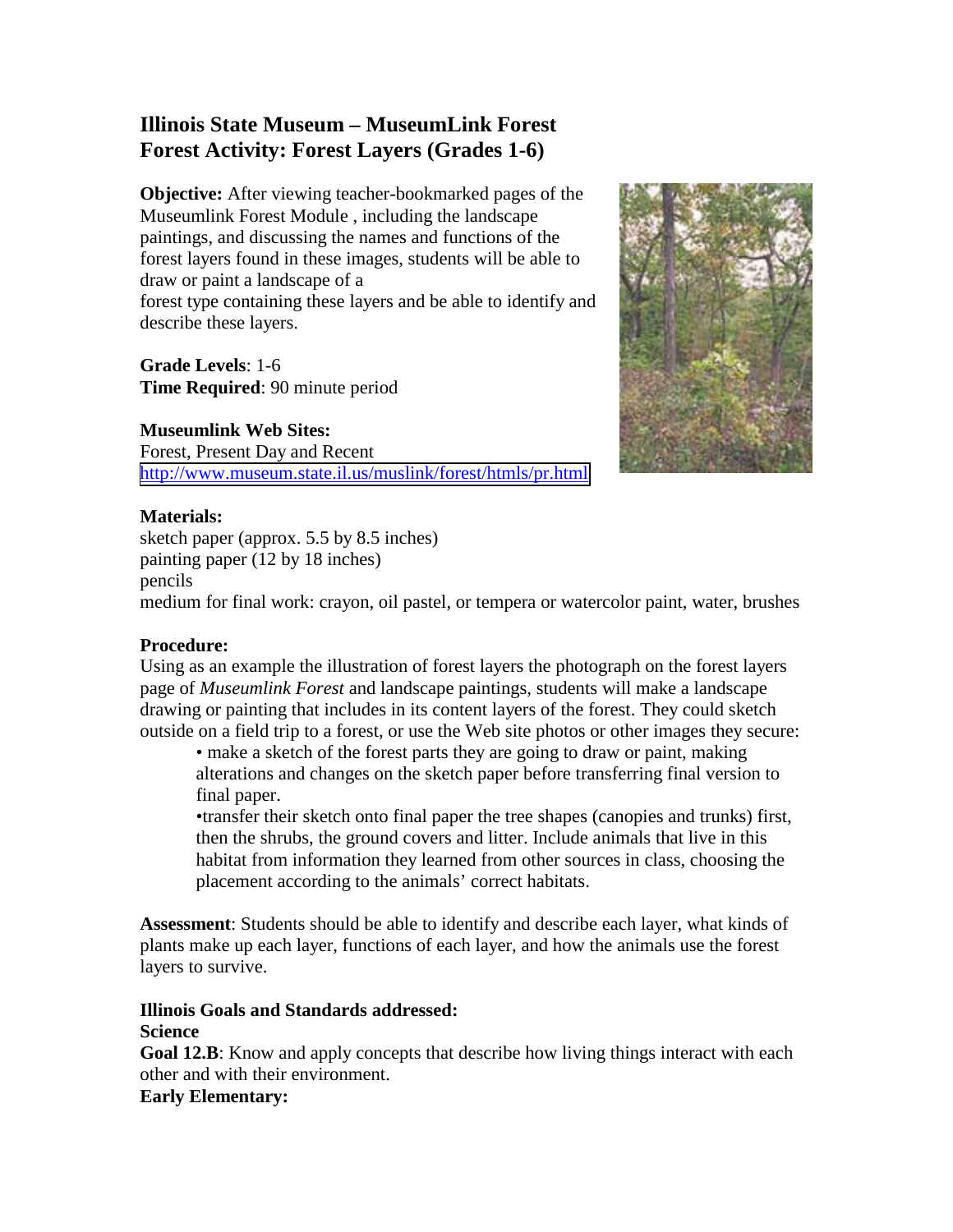# Illinois State Museum – MuseumLink Forest
## Forest Activity: Forest Layers (Grades 1-6)

**Objective:** After viewing teacher-bookmarked pages of the Museumlink Forest Module , including the landscape paintings, and discussing the names and functions of the forest layers found in these images, students will be able to draw or paint a landscape of a forest type containing these layers and be able to identify and describe these layers.

**Grade Levels**: 1-6
**Time Required**: 90 minute period

**Museumlink Web Sites:**
Forest, Present Day and Recent
http://www.museum.state.il.us/muslink/forest/htmls/pr.html

**Materials:**
sketch paper (approx. 5.5 by 8.5 inches)
painting paper (12 by 18 inches)
pencils
medium for final work: crayon, oil pastel, or tempera or watercolor paint, water, brushes

**Procedure:**
Using as an example the illustration of forest layers the photograph on the forest layers page of *Museumlink Forest* and landscape paintings, students will make a landscape drawing or painting that includes in its content layers of the forest. They could sketch outside on a field trip to a forest, or use the Web site photos or other images they secure:

- make a sketch of the forest parts they are going to draw or paint, making alterations and changes on the sketch paper before transferring final version to final paper.
- transfer their sketch onto final paper the tree shapes (canopies and trunks) first, then the shrubs, the ground covers and litter. Include animals that live in this habitat from information they learned from other sources in class, choosing the placement according to the animals' correct habitats.

**Assessment**: Students should be able to identify and describe each layer, what kinds of plants make up each layer, functions of each layer, and how the animals use the forest layers to survive.

**Illinois Goals and Standards addressed:**
**Science**
**Goal 12.B**: Know and apply concepts that describe how living things interact with each other and with their environment.
**Early Elementary:**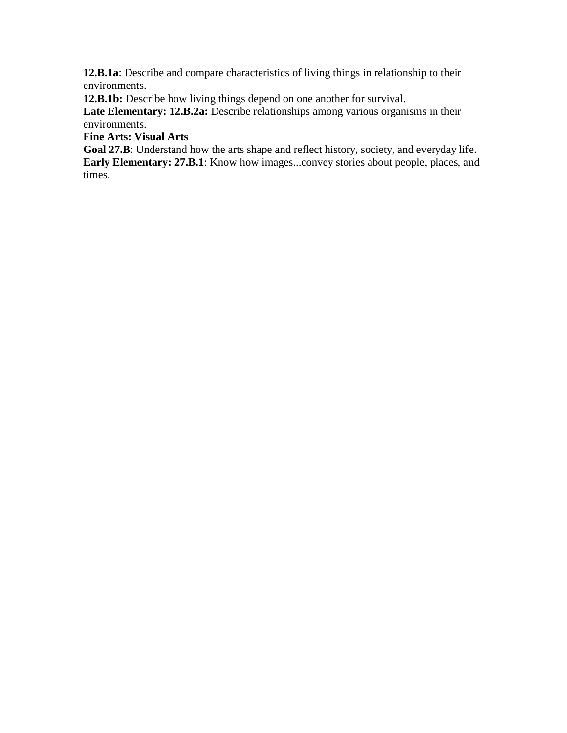**12.B.1a**: Describe and compare characteristics of living things in relationship to their environments.

**12.B.1b:** Describe how living things depend on one another for survival.

**Late Elementary: 12.B.2a:** Describe relationships among various organisms in their environments.

**Fine Arts: Visual Arts**

**Goal 27.B**: Understand how the arts shape and reflect history, society, and everyday life.

**Early Elementary: 27.B.1**: Know how images...convey stories about people, places, and times.